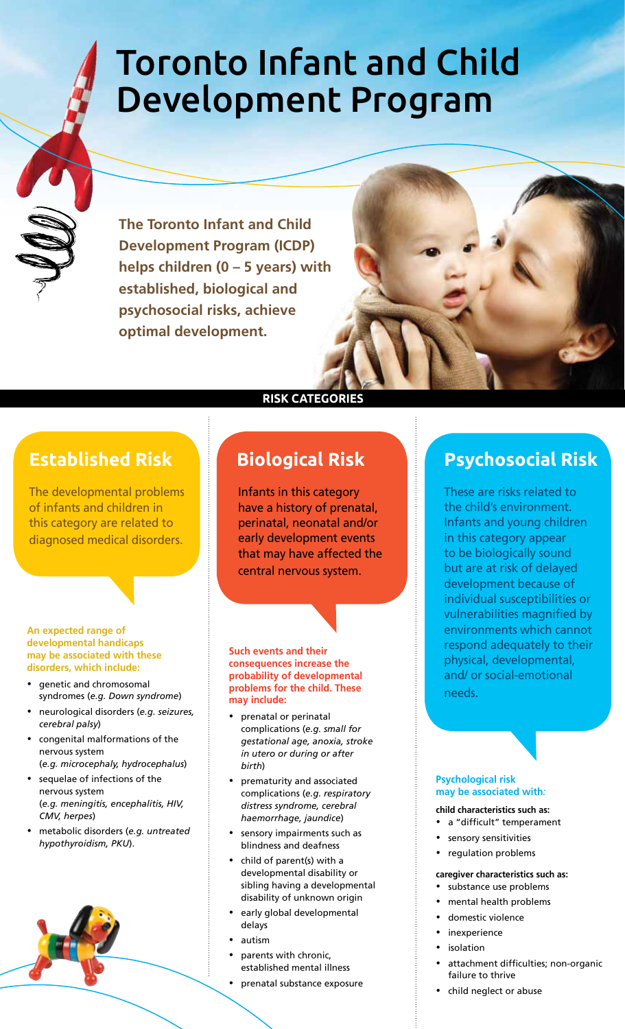# Toronto Infant and Child Development Program

**The Toronto Infant and Child Development Program (ICDP) helps children (0 – 5 years) with established, biological and psychosocial risks, achieve optimal development.**

## RISK CATEGORIES

### Established Risk

The developmental problems of infants and children in this category are related to diagnosed medical disorders.

**An expected range of developmental handicaps may be associated with these disorders, which include:**

- genetic and chromosomal syndromes (*e.g. Down syndrome*)
- neurological disorders (*e.g. seizures, cerebral palsy*)
- congenital malformations of the nervous system (*e.g. microcephaly, hydrocephalus*)
- sequelae of infections of the nervous system (*e.g. meningitis, encephalitis, HIV, CMV, herpes*)
- metabolic disorders (*e.g. untreated hypothyroidism, PKU*).

### Biological Risk

Infants in this category have a history of prenatal, perinatal, neonatal and/or early development events that may have affected the central nervous system.

**Such events and their consequences increase the probability of developmental problems for the child. These may include:**

- prenatal or perinatal complications (*e.g. small for gestational age, anoxia, stroke in utero or during or after birth*)
- prematurity and associated complications (*e.g. respiratory distress syndrome, cerebral haemorrhage, jaundice*)
- sensory impairments such as blindness and deafness
- child of parent(s) with a developmental disability or sibling having a developmental disability of unknown origin
- early global developmental delays
- autism
- parents with chronic, established mental illness
- prenatal substance exposure

### Psychosocial Risk

These are risks related to the child's environment. Infants and young children in this category appear to be biologically sound but are at risk of delayed development because of individual susceptibilities or vulnerabilities magnified by environments which cannot respond adequately to their physical, developmental, and/ or social-emotional needs.

**Psychological risk may be associated with:**

**child characteristics such as:**

- a "difficult" temperament
- sensory sensitivities
- regulation problems

**caregiver characteristics such as:**

- substance use problems
- mental health problems
- domestic violence
- inexperience
- isolation
- attachment difficulties; non-organic failure to thrive
- child neglect or abuse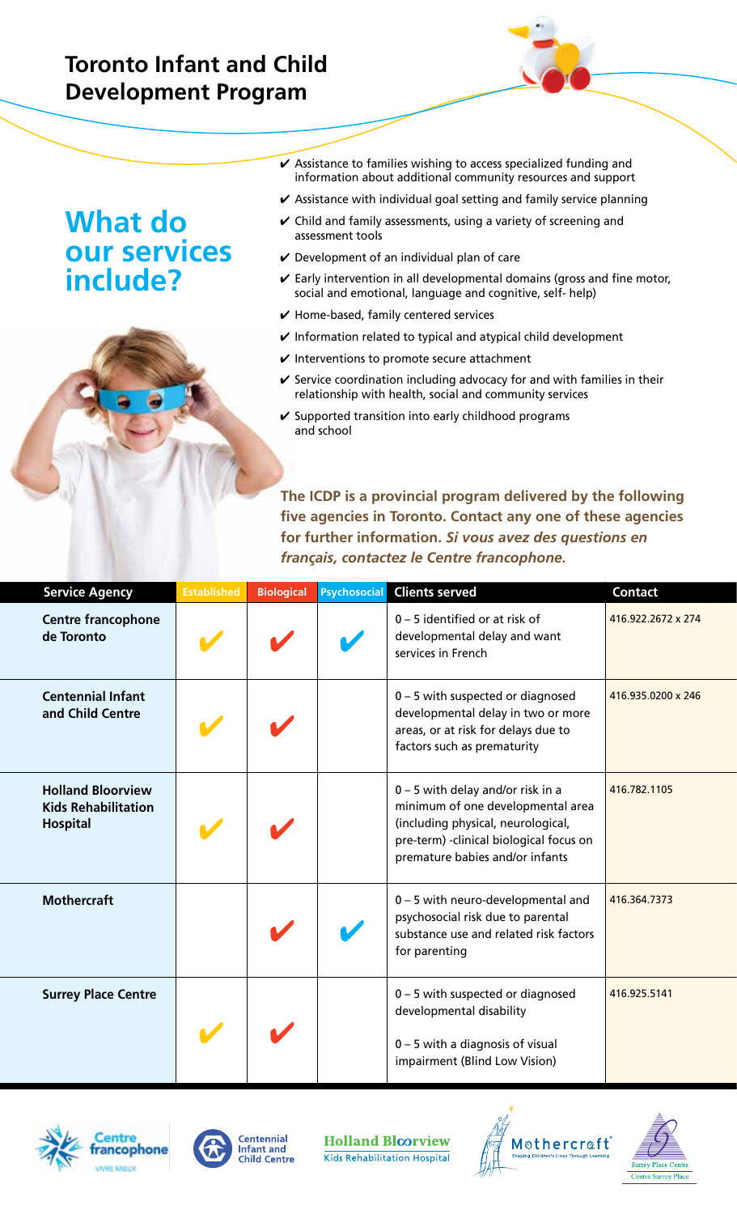## Toronto Infant and Child Development Program

# What do our services include?

- ✔ Assistance to families wishing to access specialized funding and information about additional community resources and support
- ✔ Assistance with individual goal setting and family service planning
- ✔ Child and family assessments, using a variety of screening and assessment tools
- ✔ Development of an individual plan of care
- ✔ Early intervention in all developmental domains (gross and fine motor, social and emotional, language and cognitive, self- help)
- ✔ Home-based, family centered services
- ✔ Information related to typical and atypical child development
- ✔ Interventions to promote secure attachment
- ✔ Service coordination including advocacy for and with families in their relationship with health, social and community services
- ✔ Supported transition into early childhood programs and school

**The ICDP is a provincial program delivered by the following five agencies in Toronto. Contact any one of these agencies for further information.** ***Si vous avez des questions en français, contactez le Centre francophone.***

| Service Agency | Established | Biological | Psychosocial | Clients served | Contact |
|---|---|---|---|---|---|
| **Centre francophone de Toronto** | ✔ | ✔ | ✔ | 0 – 5 identified or at risk of developmental delay and want services in French | 416.922.2672 x 274 |
| **Centennial Infant and Child Centre** | ✔ | ✔ | | 0 – 5 with suspected or diagnosed developmental delay in two or more areas, or at risk for delays due to factors such as prematurity | 416.935.0200 x 246 |
| **Holland Bloorview Kids Rehabilitation Hospital** | ✔ | ✔ | | 0 – 5 with delay and/or risk in a minimum of one developmental area (including physical, neurological, pre-term) -clinical biological focus on premature babies and/or infants | 416.782.1105 |
| **Mothercraft** | | ✔ | ✔ | 0 – 5 with neuro-developmental and psychosocial risk due to parental substance use and related risk factors for parenting | 416.364.7373 |
| **Surrey Place Centre** | ✔ | ✔ | | 0 – 5 with suspected or diagnosed developmental disability<br><br>0 – 5 with a diagnosis of visual impairment (Blind Low Vision) | 416.925.5141 |

Centre francophone VIVRE MIEUX · Centennial Infant and Child Centre · Holland Bloorview Kids Rehabilitation Hospital · Mothercraft Shaping Children's Lives Through Learning · Surrey Place Centre / Centre Surrey Place